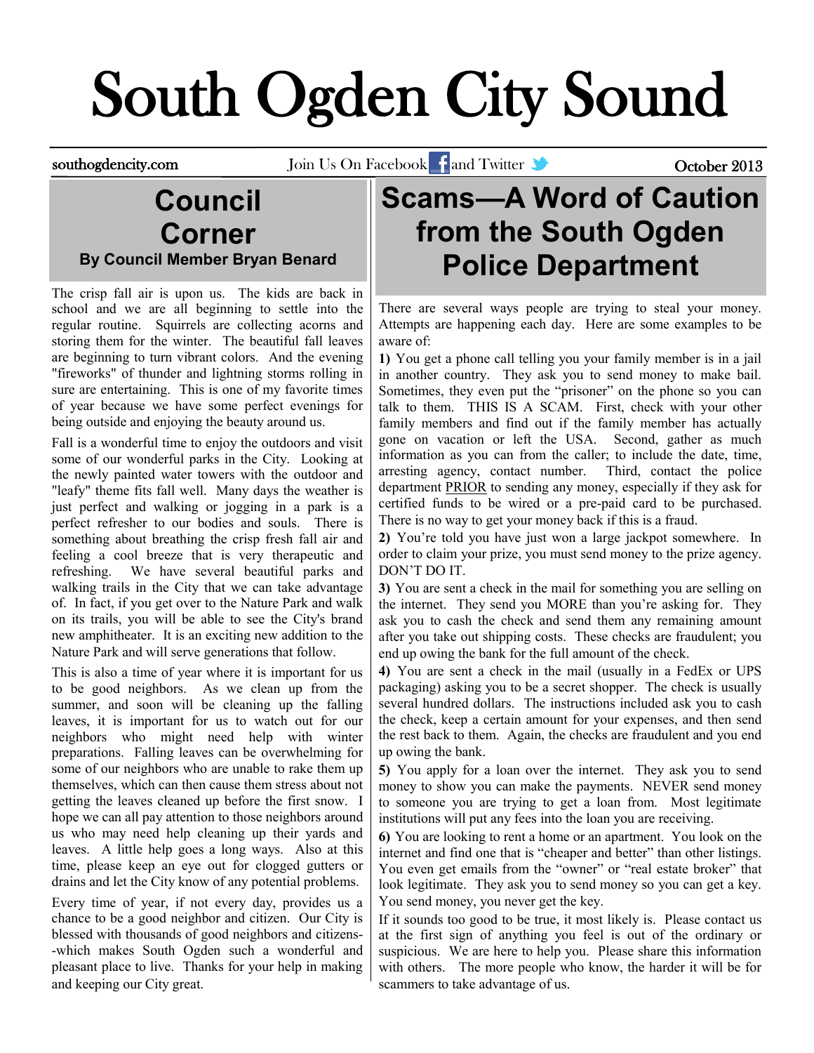# South Ogden City Sound

southogdencity.com Join Us On Facebook and Twitter October 2013

## Council Corner

**By Council Member Bryan Benard**

The crisp fall air is upon us. The kids are back in school and we are all beginning to settle into the regular routine. Squirrels are collecting acorns and storing them for the winter. The beautiful fall leaves are beginning to turn vibrant colors. And the evening "fireworks" of thunder and lightning storms rolling in sure are entertaining. This is one of my favorite times of year because we have some perfect evenings for being outside and enjoying the beauty around us.

Fall is a wonderful time to enjoy the outdoors and visit some of our wonderful parks in the City. Looking at the newly painted water towers with the outdoor and "leafy" theme fits fall well. Many days the weather is just perfect and walking or jogging in a park is a perfect refresher to our bodies and souls. There is something about breathing the crisp fresh fall air and feeling a cool breeze that is very therapeutic and refreshing. We have several beautiful parks and walking trails in the City that we can take advantage of. In fact, if you get over to the Nature Park and walk on its trails, you will be able to see the City's brand new amphitheater. It is an exciting new addition to the Nature Park and will serve generations that follow.

This is also a time of year where it is important for us to be good neighbors. As we clean up from the summer, and soon will be cleaning up the falling leaves, it is important for us to watch out for our neighbors who might need help with winter preparations. Falling leaves can be overwhelming for some of our neighbors who are unable to rake them up themselves, which can then cause them stress about not getting the leaves cleaned up before the first snow. I hope we can all pay attention to those neighbors around us who may need help cleaning up their yards and leaves. A little help goes a long ways. Also at this time, please keep an eye out for clogged gutters or drains and let the City know of any potential problems.

Every time of year, if not every day, provides us a chance to be a good neighbor and citizen. Our City is blessed with thousands of good neighbors and citizens--which makes South Ogden such a wonderful and pleasant place to live. Thanks for your help in making and keeping our City great.

## Scams—A Word of Caution from the South Ogden Police Department

There are several ways people are trying to steal your money. Attempts are happening each day. Here are some examples to be aware of:

**1)** You get a phone call telling you your family member is in a jail in another country. They ask you to send money to make bail. Sometimes, they even put the "prisoner" on the phone so you can talk to them. THIS IS A SCAM. First, check with your other family members and find out if the family member has actually gone on vacation or left the USA. Second, gather as much information as you can from the caller; to include the date, time, arresting agency, contact number. Third, contact the police department <u>PRIOR</u> to sending any money, especially if they ask for certified funds to be wired or a pre-paid card to be purchased. There is no way to get your money back if this is a fraud.

**2)** You're told you have just won a large jackpot somewhere. In order to claim your prize, you must send money to the prize agency. DON'T DO IT.

**3)** You are sent a check in the mail for something you are selling on the internet. They send you MORE than you're asking for. They ask you to cash the check and send them any remaining amount after you take out shipping costs. These checks are fraudulent; you end up owing the bank for the full amount of the check.

**4)** You are sent a check in the mail (usually in a FedEx or UPS packaging) asking you to be a secret shopper. The check is usually several hundred dollars. The instructions included ask you to cash the check, keep a certain amount for your expenses, and then send the rest back to them. Again, the checks are fraudulent and you end up owing the bank.

**5)** You apply for a loan over the internet. They ask you to send money to show you can make the payments. NEVER send money to someone you are trying to get a loan from. Most legitimate institutions will put any fees into the loan you are receiving.

**6)** You are looking to rent a home or an apartment. You look on the internet and find one that is "cheaper and better" than other listings. You even get emails from the "owner" or "real estate broker" that look legitimate. They ask you to send money so you can get a key. You send money, you never get the key.

If it sounds too good to be true, it most likely is. Please contact us at the first sign of anything you feel is out of the ordinary or suspicious. We are here to help you. Please share this information with others. The more people who know, the harder it will be for scammers to take advantage of us.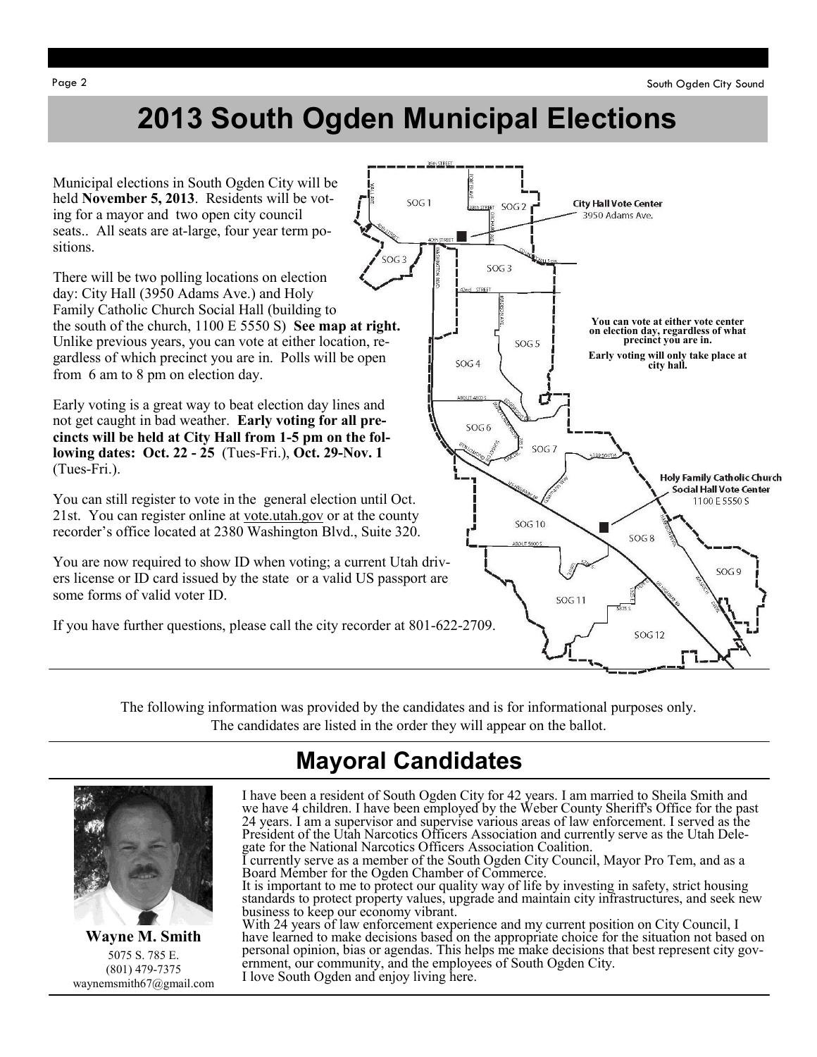# 2013 South Ogden Municipal Elections

Municipal elections in South Ogden City will be held **November 5, 2013**. Residents will be voting for a mayor and two open city council seats.. All seats are at-large, four year term positions.

There will be two polling locations on election day: City Hall (3950 Adams Ave.) and Holy Family Catholic Church Social Hall (building to the south of the church, 1100 E 5550 S) **See map at right.** Unlike previous years, you can vote at either location, regardless of which precinct you are in. Polls will be open from 6 am to 8 pm on election day.

Early voting is a great way to beat election day lines and not get caught in bad weather. **Early voting for all precincts will be held at City Hall from 1-5 pm on the following dates: Oct. 22 - 25** (Tues-Fri.), **Oct. 29-Nov. 1** (Tues-Fri.).

You can still register to vote in the general election until Oct. 21st. You can register online at vote.utah.gov or at the county recorder's office located at 2380 Washington Blvd., Suite 320.

You are now required to show ID when voting; a current Utah drivers license or ID card issued by the state or a valid US passport are some forms of valid voter ID.

If you have further questions, please call the city recorder at 801-622-2709.

**City Hall Vote Center**
3950 Adams Ave.

**You can vote at either vote center on election day, regardless of what precinct you are in.**

**Early voting will only take place at city hall.**

**Holy Family Catholic Church Social Hall Vote Center**
1100 E 5550 S

The following information was provided by the candidates and is for informational purposes only. The candidates are listed in the order they will appear on the ballot.

## Mayoral Candidates

**Wayne M. Smith**
5075 S. 785 E.
(801) 479-7375
waynemsmith67@gmail.com

I have been a resident of South Ogden City for 42 years. I am married to Sheila Smith and we have 4 children. I have been employed by the Weber County Sheriff's Office for the past 24 years. I am a supervisor and supervise various areas of law enforcement. I served as the President of the Utah Narcotics Officers Association and currently serve as the Utah Delegate for the National Narcotics Officers Association Coalition.

I currently serve as a member of the South Ogden City Council, Mayor Pro Tem, and as a Board Member for the Ogden Chamber of Commerce.

It is important to me to protect our quality way of life by investing in safety, strict housing standards to protect property values, upgrade and maintain city infrastructures, and seek new business to keep our economy vibrant.

With 24 years of law enforcement experience and my current position on City Council, I have learned to make decisions based on the appropriate choice for the situation not based on personal opinion, bias or agendas. This helps me make decisions that best represent city government, our community, and the employees of South Ogden City.

I love South Ogden and enjoy living here.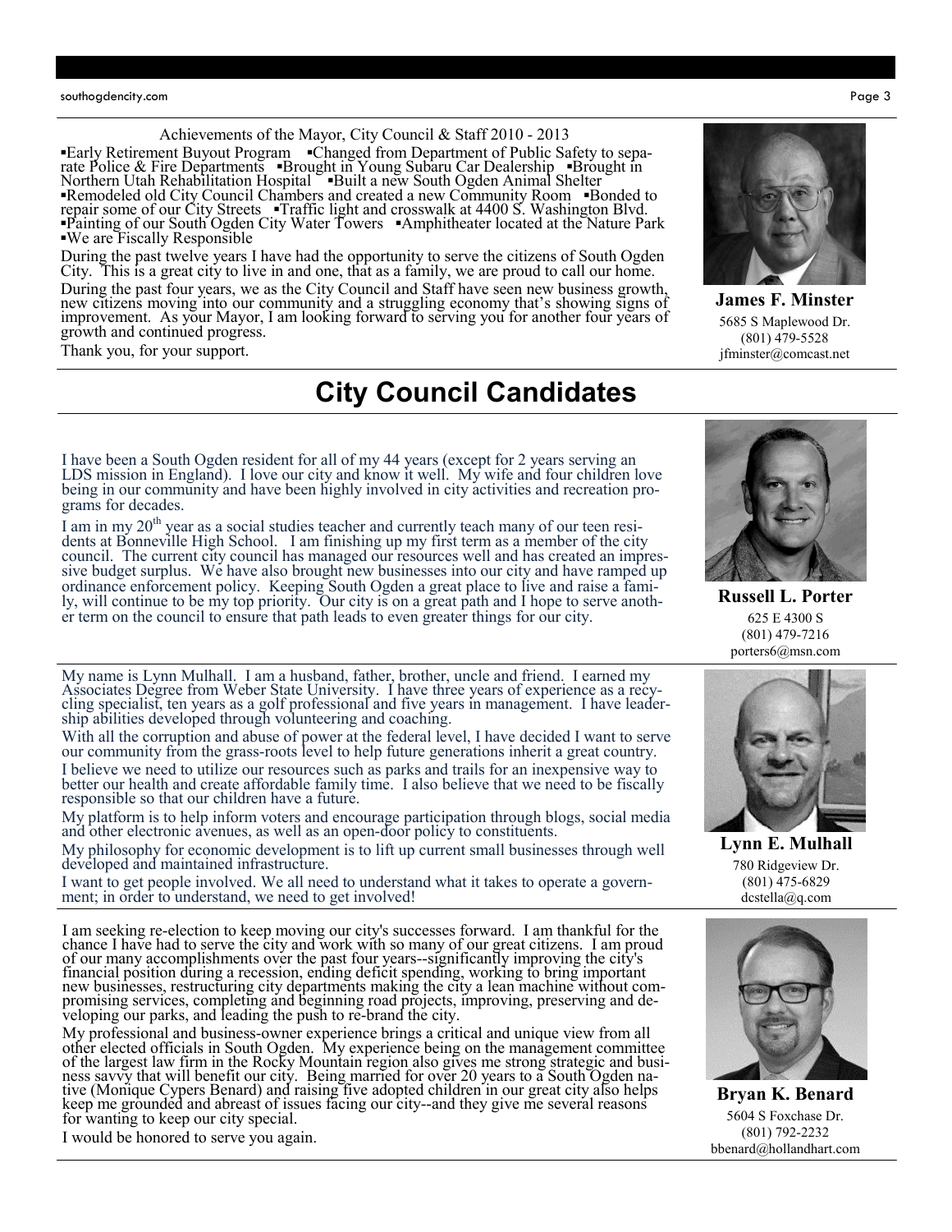Achievements of the Mayor, City Council & Staff 2010 - 2013

▪Early Retirement Buyout Program ▪Changed from Department of Public Safety to separate Police & Fire Departments ▪Brought in Young Subaru Car Dealership ▪Brought in Northern Utah Rehabilitation Hospital ▪Built a new South Ogden Animal Shelter ▪Remodeled old City Council Chambers and created a new Community Room ▪Bonded to repair some of our City Streets ▪Traffic light and crosswalk at 4400 S. Washington Blvd. ▪Painting of our South Ogden City Water Towers ▪Amphitheater located at the Nature Park ▪We are Fiscally Responsible

During the past twelve years I have had the opportunity to serve the citizens of South Ogden City. This is a great city to live in and one, that as a family, we are proud to call our home.

During the past four years, we as the City Council and Staff have seen new business growth, new citizens moving into our community and a struggling economy that's showing signs of improvement. As your Mayor, I am looking forward to serving you for another four years of growth and continued progress.

Thank you, for your support.

**James F. Minster**
5685 S Maplewood Dr.
(801) 479-5528
jfminster@comcast.net

# City Council Candidates

I have been a South Ogden resident for all of my 44 years (except for 2 years serving an LDS mission in England). I love our city and know it well. My wife and four children love being in our community and have been highly involved in city activities and recreation programs for decades.

I am in my 20th year as a social studies teacher and currently teach many of our teen residents at Bonneville High School. I am finishing up my first term as a member of the city council. The current city council has managed our resources well and has created an impressive budget surplus. We have also brought new businesses into our city and have ramped up ordinance enforcement policy. Keeping South Ogden a great place to live and raise a family, will continue to be my top priority. Our city is on a great path and I hope to serve another term on the council to ensure that path leads to even greater things for our city.

**Russell L. Porter**
625 E 4300 S
(801) 479-7216
porters6@msn.com

My name is Lynn Mulhall. I am a husband, father, brother, uncle and friend. I earned my Associates Degree from Weber State University. I have three years of experience as a recycling specialist, ten years as a golf professional and five years in management. I have leadership abilities developed through volunteering and coaching.

With all the corruption and abuse of power at the federal level, I have decided I want to serve our community from the grass-roots level to help future generations inherit a great country.

I believe we need to utilize our resources such as parks and trails for an inexpensive way to better our health and create affordable family time. I also believe that we need to be fiscally responsible so that our children have a future.

My platform is to help inform voters and encourage participation through blogs, social media and other electronic avenues, as well as an open-door policy to constituents.

My philosophy for economic development is to lift up current small businesses through well developed and maintained infrastructure.

I want to get people involved. We all need to understand what it takes to operate a government; in order to understand, we need to get involved!

**Lynn E. Mulhall**
780 Ridgeview Dr.
(801) 475-6829
dcstella@q.com

I am seeking re-election to keep moving our city's successes forward. I am thankful for the chance I have had to serve the city and work with so many of our great citizens. I am proud of our many accomplishments over the past four years--significantly improving the city's financial position during a recession, ending deficit spending, working to bring important new businesses, restructuring city departments making the city a lean machine without compromising services, completing and beginning road projects, improving, preserving and developing our parks, and leading the push to re-brand the city.

My professional and business-owner experience brings a critical and unique view from all other elected officials in South Ogden. My experience being on the management committee of the largest law firm in the Rocky Mountain region also gives me strong strategic and business savvy that will benefit our city. Being married for over 20 years to a South Ogden native (Monique Cypers Benard) and raising five adopted children in our great city also helps keep me grounded and abreast of issues facing our city--and they give me several reasons for wanting to keep our city special.

I would be honored to serve you again.

**Bryan K. Benard**
5604 S Foxchase Dr.
(801) 792-2232
bbenard@hollandhart.com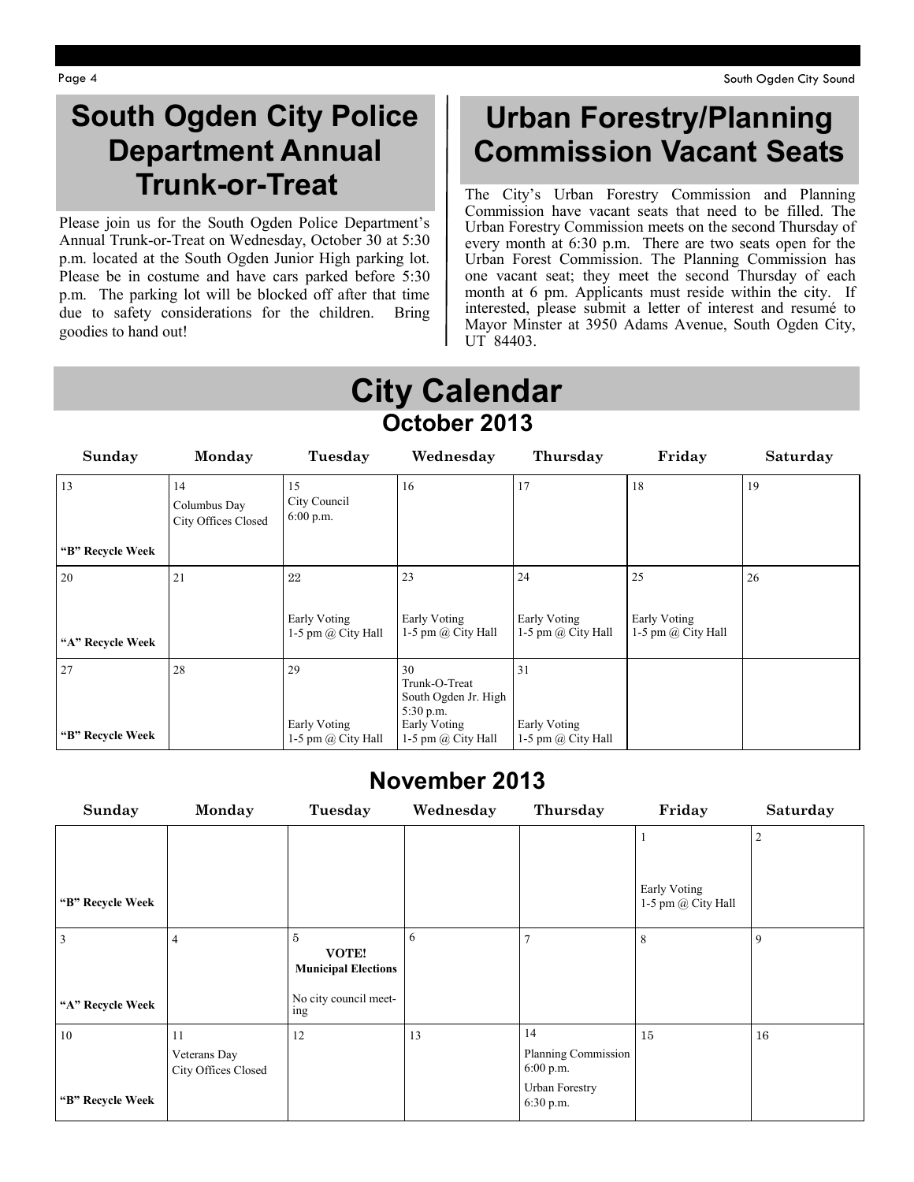## South Ogden City Police Department Annual Trunk-or-Treat

Please join us for the South Ogden Police Department's Annual Trunk-or-Treat on Wednesday, October 30 at 5:30 p.m. located at the South Ogden Junior High parking lot. Please be in costume and have cars parked before 5:30 p.m. The parking lot will be blocked off after that time due to safety considerations for the children. Bring goodies to hand out!

## Urban Forestry/Planning Commission Vacant Seats

The City's Urban Forestry Commission and Planning Commission have vacant seats that need to be filled. The Urban Forestry Commission meets on the second Thursday of every month at 6:30 p.m. There are two seats open for the Urban Forest Commission. The Planning Commission has one vacant seat; they meet the second Thursday of each month at 6 pm. Applicants must reside within the city. If interested, please submit a letter of interest and resumé to Mayor Minster at 3950 Adams Avenue, South Ogden City, UT 84403.

# City Calendar

### October 2013

| Sunday | Monday | Tuesday | Wednesday | Thursday | Friday | Saturday |
|---|---|---|---|---|---|---|
| 13<br>**"B" Recycle Week** | 14<br>Columbus Day<br>City Offices Closed | 15<br>City Council<br>6:00 p.m. | 16 | 17 | 18 | 19 |
| 20<br>**"A" Recycle Week** | 21 | 22<br>Early Voting<br>1-5 pm @ City Hall | 23<br>Early Voting<br>1-5 pm @ City Hall | 24<br>Early Voting<br>1-5 pm @ City Hall | 25<br>Early Voting<br>1-5 pm @ City Hall | 26 |
| 27<br>**"B" Recycle Week** | 28 | 29<br>Early Voting<br>1-5 pm @ City Hall | 30<br>Trunk-O-Treat<br>South Ogden Jr. High<br>5:30 p.m.<br>Early Voting<br>1-5 pm @ City Hall | 31<br>Early Voting<br>1-5 pm @ City Hall | | |

### November 2013

| Sunday | Monday | Tuesday | Wednesday | Thursday | Friday | Saturday |
|---|---|---|---|---|---|---|
| **"B" Recycle Week** | | | | | 1<br>Early Voting<br>1-5 pm @ City Hall | 2 |
| 3<br>**"A" Recycle Week** | 4 | 5<br>**VOTE!**<br>**Municipal Elections**<br>No city council meeting | 6 | 7 | 8 | 9 |
| 10<br>**"B" Recycle Week** | 11<br>Veterans Day<br>City Offices Closed | 12 | 13 | 14<br>Planning Commission<br>6:00 p.m.<br>Urban Forestry<br>6:30 p.m. | 15 | 16 |